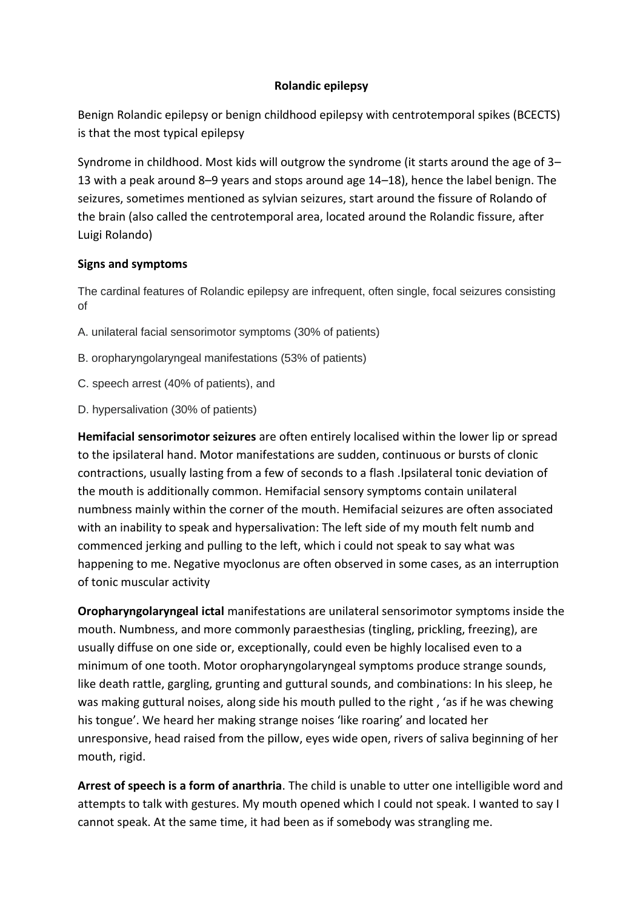# Rolandic epilepsy

Benign Rolandic epilepsy or benign childhood epilepsy with centrotemporal spikes (BCECTS) is that the most typical epilepsy

Syndrome in childhood. Most kids will outgrow the syndrome (it starts around the age of 3–13 with a peak around 8–9 years and stops around age 14–18), hence the label benign. The seizures, sometimes mentioned as sylvian seizures, start around the fissure of Rolando of the brain (also called the centrotemporal area, located around the Rolandic fissure, after Luigi Rolando)

## Signs and symptoms

The cardinal features of Rolandic epilepsy are infrequent, often single, focal seizures consisting of

A. unilateral facial sensorimotor symptoms (30% of patients)

B. oropharyngolaryngeal manifestations (53% of patients)

C. speech arrest (40% of patients), and

D. hypersalivation (30% of patients)

**Hemifacial sensorimotor seizures** are often entirely localised within the lower lip or spread to the ipsilateral hand. Motor manifestations are sudden, continuous or bursts of clonic contractions, usually lasting from a few of seconds to a flash .Ipsilateral tonic deviation of the mouth is additionally common. Hemifacial sensory symptoms contain unilateral numbness mainly within the corner of the mouth. Hemifacial seizures are often associated with an inability to speak and hypersalivation: The left side of my mouth felt numb and commenced jerking and pulling to the left, which i could not speak to say what was happening to me. Negative myoclonus are often observed in some cases, as an interruption of tonic muscular activity

**Oropharyngolaryngeal ictal** manifestations are unilateral sensorimotor symptoms inside the mouth. Numbness, and more commonly paraesthesias (tingling, prickling, freezing), are usually diffuse on one side or, exceptionally, could even be highly localised even to a minimum of one tooth. Motor oropharyngolaryngeal symptoms produce strange sounds, like death rattle, gargling, grunting and guttural sounds, and combinations: In his sleep, he was making guttural noises, along side his mouth pulled to the right , 'as if he was chewing his tongue'. We heard her making strange noises 'like roaring' and located her unresponsive, head raised from the pillow, eyes wide open, rivers of saliva beginning of her mouth, rigid.

**Arrest of speech is a form of anarthria**. The child is unable to utter one intelligible word and attempts to talk with gestures. My mouth opened which I could not speak. I wanted to say I cannot speak. At the same time, it had been as if somebody was strangling me.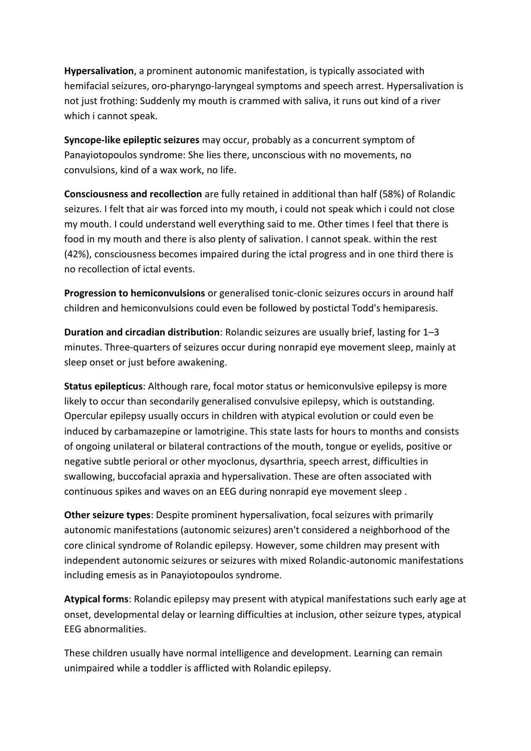**Hypersalivation**, a prominent autonomic manifestation, is typically associated with hemifacial seizures, oro-pharyngo-laryngeal symptoms and speech arrest. Hypersalivation is not just frothing: Suddenly my mouth is crammed with saliva, it runs out kind of a river which i cannot speak.

**Syncope-like epileptic seizures** may occur, probably as a concurrent symptom of Panayiotopoulos syndrome: She lies there, unconscious with no movements, no convulsions, kind of a wax work, no life.

**Consciousness and recollection** are fully retained in additional than half (58%) of Rolandic seizures. I felt that air was forced into my mouth, i could not speak which i could not close my mouth. I could understand well everything said to me. Other times I feel that there is food in my mouth and there is also plenty of salivation. I cannot speak. within the rest (42%), consciousness becomes impaired during the ictal progress and in one third there is no recollection of ictal events.

**Progression to hemiconvulsions** or generalised tonic-clonic seizures occurs in around half children and hemiconvulsions could even be followed by postictal Todd's hemiparesis.

**Duration and circadian distribution**: Rolandic seizures are usually brief, lasting for 1–3 minutes. Three-quarters of seizures occur during nonrapid eye movement sleep, mainly at sleep onset or just before awakening.

**Status epilepticus**: Although rare, focal motor status or hemiconvulsive epilepsy is more likely to occur than secondarily generalised convulsive epilepsy, which is outstanding. Opercular epilepsy usually occurs in children with atypical evolution or could even be induced by carbamazepine or lamotrigine. This state lasts for hours to months and consists of ongoing unilateral or bilateral contractions of the mouth, tongue or eyelids, positive or negative subtle perioral or other myoclonus, dysarthria, speech arrest, difficulties in swallowing, buccofacial apraxia and hypersalivation. These are often associated with continuous spikes and waves on an EEG during nonrapid eye movement sleep .

**Other seizure types**: Despite prominent hypersalivation, focal seizures with primarily autonomic manifestations (autonomic seizures) aren't considered a neighborhood of the core clinical syndrome of Rolandic epilepsy. However, some children may present with independent autonomic seizures or seizures with mixed Rolandic-autonomic manifestations including emesis as in Panayiotopoulos syndrome.

**Atypical forms**: Rolandic epilepsy may present with atypical manifestations such early age at onset, developmental delay or learning difficulties at inclusion, other seizure types, atypical EEG abnormalities.

These children usually have normal intelligence and development. Learning can remain unimpaired while a toddler is afflicted with Rolandic epilepsy.